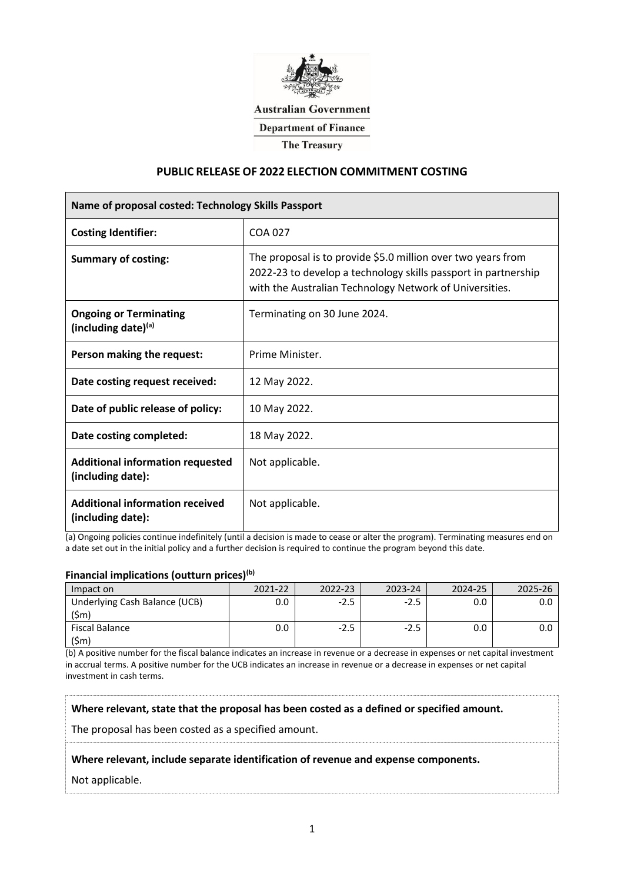Australian Government

Department of Finance

The Treasury

## PUBLIC RELEASE OF 2022 ELECTION COMMITMENT COSTING

| Name of proposal costed: Technology Skills Passport | |
|---|---|
| **Costing Identifier:** | COA 027 |
| **Summary of costing:** | The proposal is to provide $5.0 million over two years from 2022-23 to develop a technology skills passport in partnership with the Australian Technology Network of Universities. |
| **Ongoing or Terminating (including date)[(a)]** | Terminating on 30 June 2024. |
| **Person making the request:** | Prime Minister. |
| **Date costing request received:** | 12 May 2022. |
| **Date of public release of policy:** | 10 May 2022. |
| **Date costing completed:** | 18 May 2022. |
| **Additional information requested (including date):** | Not applicable. |
| **Additional information received (including date):** | Not applicable. |

(a) Ongoing policies continue indefinitely (until a decision is made to cease or alter the program). Terminating measures end on a date set out in the initial policy and a further decision is required to continue the program beyond this date.

### Financial implications (outturn prices)[(b)]

| Impact on | 2021-22 | 2022-23 | 2023-24 | 2024-25 | 2025-26 |
|---|---|---|---|---|---|
| Underlying Cash Balance (UCB) ($m) | 0.0 | -2.5 | -2.5 | 0.0 | 0.0 |
| Fiscal Balance ($m) | 0.0 | -2.5 | -2.5 | 0.0 | 0.0 |

(b) A positive number for the fiscal balance indicates an increase in revenue or a decrease in expenses or net capital investment in accrual terms. A positive number for the UCB indicates an increase in revenue or a decrease in expenses or net capital investment in cash terms.

**Where relevant, state that the proposal has been costed as a defined or specified amount.**

The proposal has been costed as a specified amount.

**Where relevant, include separate identification of revenue and expense components.**

Not applicable.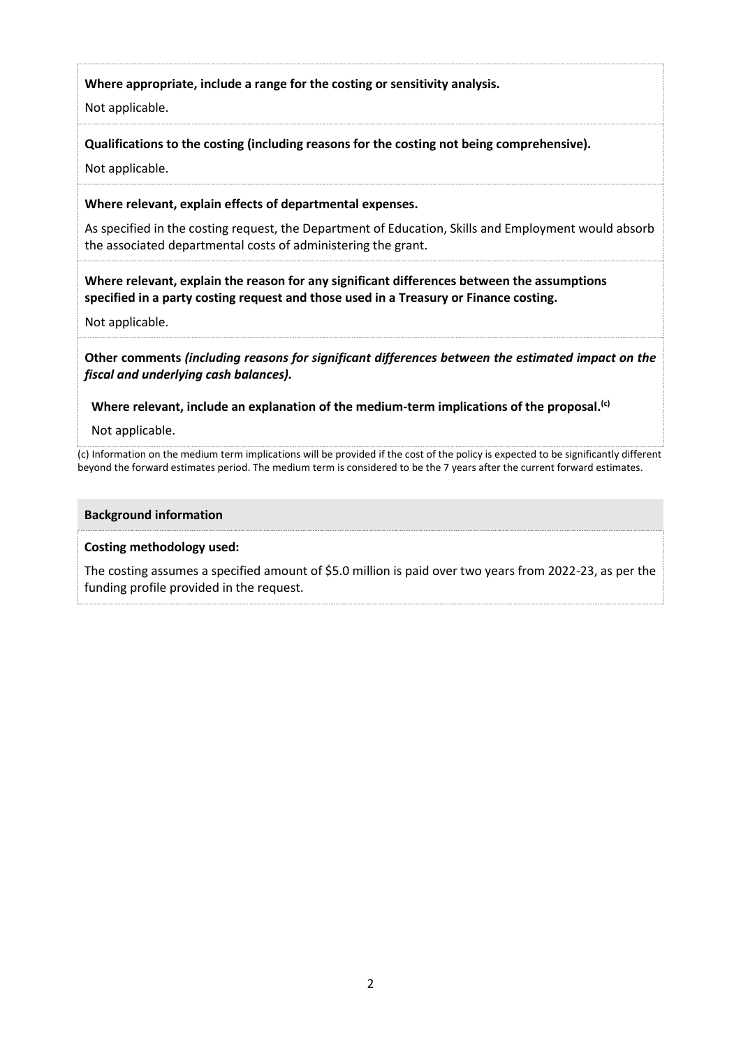**Where appropriate, include a range for the costing or sensitivity analysis.**

Not applicable.

**Qualifications to the costing (including reasons for the costing not being comprehensive).**

Not applicable.

**Where relevant, explain effects of departmental expenses.**

As specified in the costing request, the Department of Education, Skills and Employment would absorb the associated departmental costs of administering the grant.

**Where relevant, explain the reason for any significant differences between the assumptions specified in a party costing request and those used in a Treasury or Finance costing.**

Not applicable.

**Other comments *(including reasons for significant differences between the estimated impact on the fiscal and underlying cash balances).***

**Where relevant, include an explanation of the medium-term implications of the proposal.[c]**

Not applicable.

(c) Information on the medium term implications will be provided if the cost of the policy is expected to be significantly different beyond the forward estimates period. The medium term is considered to be the 7 years after the current forward estimates.

## Background information

**Costing methodology used:**

The costing assumes a specified amount of $5.0 million is paid over two years from 2022-23, as per the funding profile provided in the request.